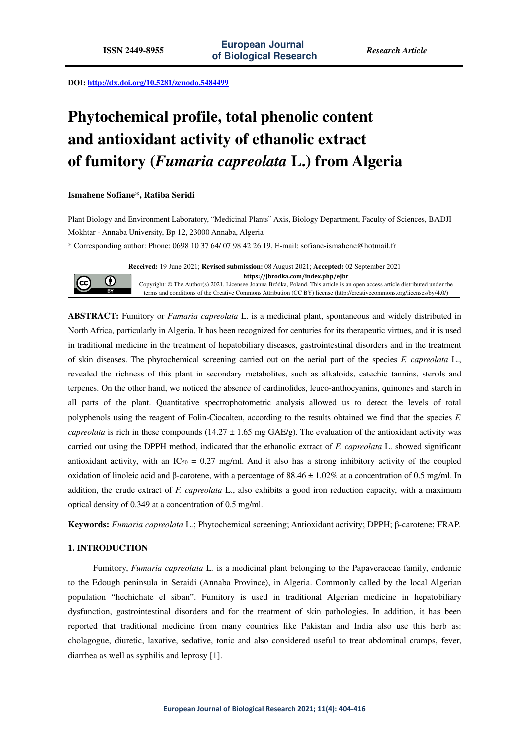ISSN 2449-8955 | European Journal of Biological Research | *Research Article*

**DOI:** http://dx.doi.org/10.5281/zenodo.5484499

# Phytochemical profile, total phenolic content and antioxidant activity of ethanolic extract of fumitory (*Fumaria capreolata* L.) from Algeria

**Ismahene Sofiane*, Ratiba Seridi**

Plant Biology and Environment Laboratory, "Medicinal Plants" Axis, Biology Department, Faculty of Sciences, BADJI Mokhtar - Annaba University, Bp 12, 23000 Annaba, Algeria

* Corresponding author: Phone: 0698 10 37 64/ 07 98 42 26 19, E-mail: sofiane-ismahene@hotmail.fr

**Received:** 19 June 2021; **Revised submission:** 08 August 2021; **Accepted:** 02 September 2021

https://jbrodka.com/index.php/ejbr

Copyright: © The Author(s) 2021. Licensee Joanna Bródka, Poland. This article is an open access article distributed under the terms and conditions of the Creative Commons Attribution (CC BY) license (http://creativecommons.org/licenses/by/4.0/)

**ABSTRACT:** Fumitory or *Fumaria capreolata* L. is a medicinal plant, spontaneous and widely distributed in North Africa, particularly in Algeria. It has been recognized for centuries for its therapeutic virtues, and it is used in traditional medicine in the treatment of hepatobiliary diseases, gastrointestinal disorders and in the treatment of skin diseases. The phytochemical screening carried out on the aerial part of the species *F. capreolata* L., revealed the richness of this plant in secondary metabolites, such as alkaloids, catechic tannins, sterols and terpenes. On the other hand, we noticed the absence of cardinolides, leuco-anthocyanins, quinones and starch in all parts of the plant. Quantitative spectrophotometric analysis allowed us to detect the levels of total polyphenols using the reagent of Folin-Ciocalteu, according to the results obtained we find that the species *F. capreolata* is rich in these compounds (14.27 ± 1.65 mg GAE/g). The evaluation of the antioxidant activity was carried out using the DPPH method, indicated that the ethanolic extract of *F. capreolata* L. showed significant antioxidant activity, with an $IC_{50}$ = 0.27 mg/ml. And it also has a strong inhibitory activity of the coupled oxidation of linoleic acid and β-carotene, with a percentage of 88.46 ± 1.02% at a concentration of 0.5 mg/ml. In addition, the crude extract of *F. capreolata* L., also exhibits a good iron reduction capacity, with a maximum optical density of 0.349 at a concentration of 0.5 mg/ml.

**Keywords:** *Fumaria capreolata* L.; Phytochemical screening; Antioxidant activity; DPPH; β-carotene; FRAP.

## 1. INTRODUCTION

Fumitory, *Fumaria capreolata* L. is a medicinal plant belonging to the Papaveraceae family, endemic to the Edough peninsula in Seraidi (Annaba Province), in Algeria. Commonly called by the local Algerian population "hechichate el siban". Fumitory is used in traditional Algerian medicine in hepatobiliary dysfunction, gastrointestinal disorders and for the treatment of skin pathologies. In addition, it has been reported that traditional medicine from many countries like Pakistan and India also use this herb as: cholagogue, diuretic, laxative, sedative, tonic and also considered useful to treat abdominal cramps, fever, diarrhea as well as syphilis and leprosy [1].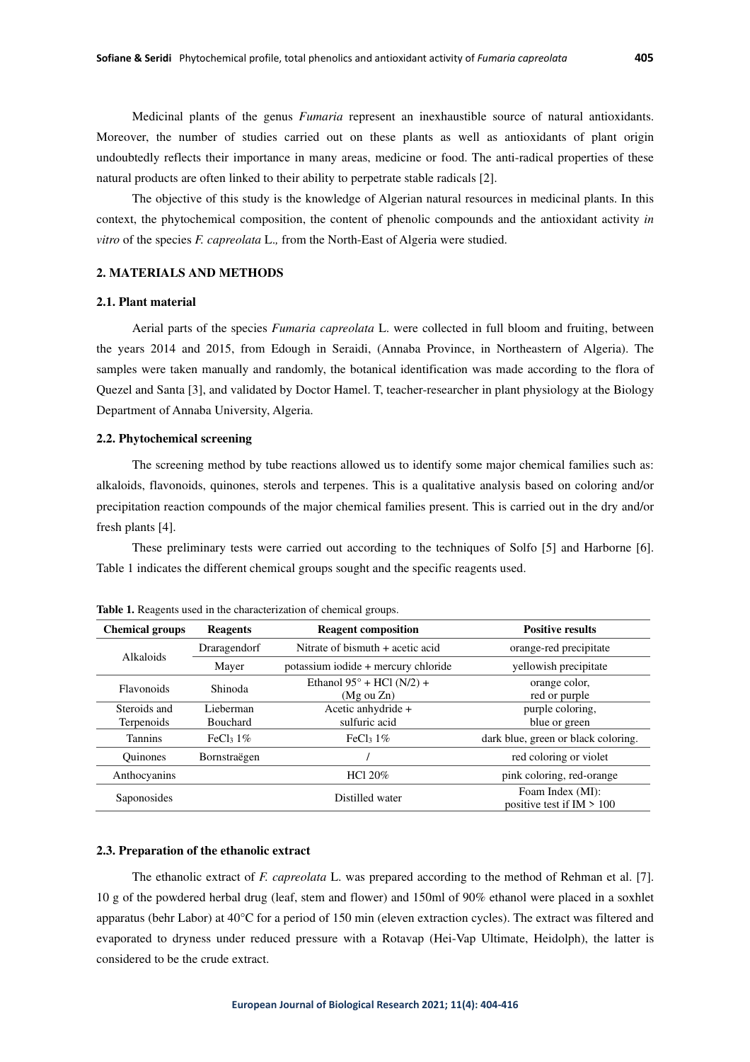Medicinal plants of the genus *Fumaria* represent an inexhaustible source of natural antioxidants. Moreover, the number of studies carried out on these plants as well as antioxidants of plant origin undoubtedly reflects their importance in many areas, medicine or food. The anti-radical properties of these natural products are often linked to their ability to perpetrate stable radicals [2].

The objective of this study is the knowledge of Algerian natural resources in medicinal plants. In this context, the phytochemical composition, the content of phenolic compounds and the antioxidant activity *in vitro* of the species *F. capreolata* L.*,* from the North-East of Algeria were studied.

## 2. MATERIALS AND METHODS

### 2.1. Plant material

Aerial parts of the species *Fumaria capreolata* L. were collected in full bloom and fruiting, between the years 2014 and 2015, from Edough in Seraidi, (Annaba Province, in Northeastern of Algeria). The samples were taken manually and randomly, the botanical identification was made according to the flora of Quezel and Santa [3], and validated by Doctor Hamel. T, teacher-researcher in plant physiology at the Biology Department of Annaba University, Algeria.

### 2.2. Phytochemical screening

The screening method by tube reactions allowed us to identify some major chemical families such as: alkaloids, flavonoids, quinones, sterols and terpenes. This is a qualitative analysis based on coloring and/or precipitation reaction compounds of the major chemical families present. This is carried out in the dry and/or fresh plants [4].

These preliminary tests were carried out according to the techniques of Solfo [5] and Harborne [6]. Table 1 indicates the different chemical groups sought and the specific reagents used.

**Table 1.** Reagents used in the characterization of chemical groups.

| Chemical groups | Reagents | Reagent composition | Positive results |
|---|---|---|---|
| Alkaloids | Draragendorf | Nitrate of bismuth + acetic acid | orange-red precipitate |
| | Mayer | potassium iodide + mercury chloride | yellowish precipitate |
| Flavonoids | Shinoda | Ethanol 95° + HCl (N/2) + (Mg ou Zn) | orange color, red or purple |
| Steroids and Terpenoids | Lieberman Bouchard | Acetic anhydride + sulfuric acid | purple coloring, blue or green |
| Tannins | $FeCl_3$ 1% | $FeCl_3$ 1% | dark blue, green or black coloring. |
| Quinones | Bornstraëgen | / | red coloring or violet |
| Anthocyanins | | HCl 20% | pink coloring, red-orange |
| Saponosides | | Distilled water | Foam Index (MI): positive test if IM > 100 |

### 2.3. Preparation of the ethanolic extract

The ethanolic extract of *F. capreolata* L. was prepared according to the method of Rehman et al. [7]. 10 g of the powdered herbal drug (leaf, stem and flower) and 150ml of 90% ethanol were placed in a soxhlet apparatus (behr Labor) at 40°C for a period of 150 min (eleven extraction cycles). The extract was filtered and evaporated to dryness under reduced pressure with a Rotavap (Hei-Vap Ultimate, Heidolph), the latter is considered to be the crude extract.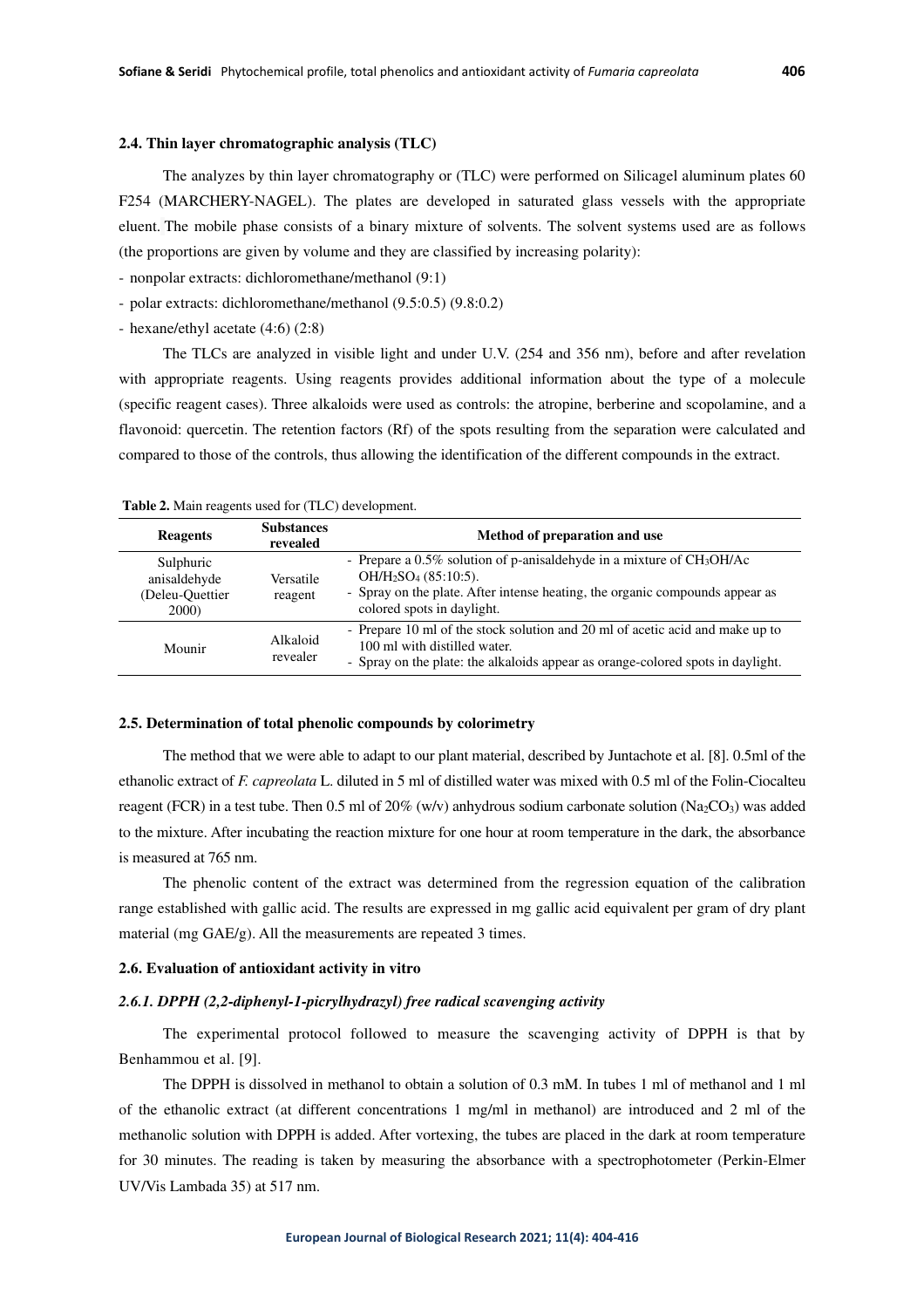### 2.4. Thin layer chromatographic analysis (TLC)

The analyzes by thin layer chromatography or (TLC) were performed on Silicagel aluminum plates 60 F254 (MARCHERY-NAGEL). The plates are developed in saturated glass vessels with the appropriate eluent. The mobile phase consists of a binary mixture of solvents. The solvent systems used are as follows (the proportions are given by volume and they are classified by increasing polarity):

- nonpolar extracts: dichloromethane/methanol (9:1)
- polar extracts: dichloromethane/methanol (9.5:0.5) (9.8:0.2)
- hexane/ethyl acetate (4:6) (2:8)

The TLCs are analyzed in visible light and under U.V. (254 and 356 nm), before and after revelation with appropriate reagents. Using reagents provides additional information about the type of a molecule (specific reagent cases). Three alkaloids were used as controls: the atropine, berberine and scopolamine, and a flavonoid: quercetin. The retention factors (Rf) of the spots resulting from the separation were calculated and compared to those of the controls, thus allowing the identification of the different compounds in the extract.

**Table 2.** Main reagents used for (TLC) development.

| Reagents | Substances revealed | Method of preparation and use |
|---|---|---|
| Sulphuric anisaldehyde (Deleu-Quettier 2000) | Versatile reagent | - Prepare a 0.5% solution of p-anisaldehyde in a mixture of $CH_3OH$/Ac $OH/H_2SO_4$ (85:10:5). - Spray on the plate. After intense heating, the organic compounds appear as colored spots in daylight. |
| Mounir | Alkaloid revealer | - Prepare 10 ml of the stock solution and 20 ml of acetic acid and make up to 100 ml with distilled water. - Spray on the plate: the alkaloids appear as orange-colored spots in daylight. |

### 2.5. Determination of total phenolic compounds by colorimetry

The method that we were able to adapt to our plant material, described by Juntachote et al. [8]. 0.5ml of the ethanolic extract of *F. capreolata* L. diluted in 5 ml of distilled water was mixed with 0.5 ml of the Folin-Ciocalteu reagent (FCR) in a test tube. Then 0.5 ml of 20% (w/v) anhydrous sodium carbonate solution ($Na_2CO_3$) was added to the mixture. After incubating the reaction mixture for one hour at room temperature in the dark, the absorbance is measured at 765 nm.

The phenolic content of the extract was determined from the regression equation of the calibration range established with gallic acid. The results are expressed in mg gallic acid equivalent per gram of dry plant material (mg GAE/g). All the measurements are repeated 3 times.

### 2.6. Evaluation of antioxidant activity in vitro

#### *2.6.1. DPPH (2,2-diphenyl-1-picrylhydrazyl) free radical scavenging activity*

The experimental protocol followed to measure the scavenging activity of DPPH is that by Benhammou et al. [9].

The DPPH is dissolved in methanol to obtain a solution of 0.3 mM. In tubes 1 ml of methanol and 1 ml of the ethanolic extract (at different concentrations 1 mg/ml in methanol) are introduced and 2 ml of the methanolic solution with DPPH is added. After vortexing, the tubes are placed in the dark at room temperature for 30 minutes. The reading is taken by measuring the absorbance with a spectrophotometer (Perkin-Elmer UV/Vis Lambada 35) at 517 nm.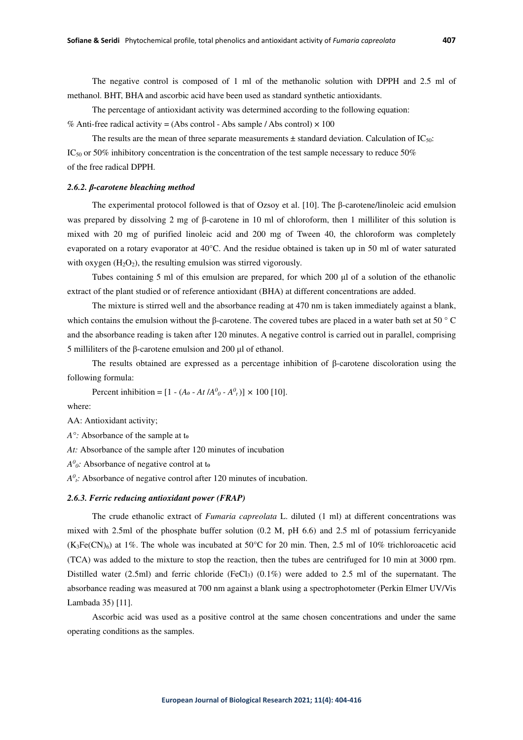The negative control is composed of 1 ml of the methanolic solution with DPPH and 2.5 ml of methanol. BHT, BHA and ascorbic acid have been used as standard synthetic antioxidants.

The percentage of antioxidant activity was determined according to the following equation:

% Anti-free radical activity = (Abs control - Abs sample / Abs control) × 100

The results are the mean of three separate measurements ± standard deviation. Calculation of $IC_{50}$: $IC_{50}$ or 50% inhibitory concentration is the concentration of the test sample necessary to reduce 50% of the free radical DPPH.

### *2.6.2. β-carotene bleaching method*

The experimental protocol followed is that of Ozsoy et al. [10]. The β-carotene/linoleic acid emulsion was prepared by dissolving 2 mg of β-carotene in 10 ml of chloroform, then 1 milliliter of this solution is mixed with 20 mg of purified linoleic acid and 200 mg of Tween 40, the chloroform was completely evaporated on a rotary evaporator at 40°C. And the residue obtained is taken up in 50 ml of water saturated with oxygen ($H_2O_2$), the resulting emulsion was stirred vigorously.

Tubes containing 5 ml of this emulsion are prepared, for which 200 µl of a solution of the ethanolic extract of the plant studied or of reference antioxidant (BHA) at different concentrations are added.

The mixture is stirred well and the absorbance reading at 470 nm is taken immediately against a blank, which contains the emulsion without the β-carotene. The covered tubes are placed in a water bath set at 50 ° C and the absorbance reading is taken after 120 minutes. A negative control is carried out in parallel, comprising 5 milliliters of the β-carotene emulsion and 200 µl of ethanol.

The results obtained are expressed as a percentage inhibition of β-carotene discoloration using the following formula:

Percent inhibition = $[1 - (A_0 - At / A^0_0 - A^0_t)] \times 100$ [10].

where:

AA: Antioxidant activity;

*A°:* Absorbance of the sample at $t_0$

*At:* Absorbance of the sample after 120 minutes of incubation

$A^0_0$: Absorbance of negative control at $t_0$

$A^0_t$: Absorbance of negative control after 120 minutes of incubation.

### *2.6.3. Ferric reducing antioxidant power (FRAP)*

The crude ethanolic extract of *Fumaria capreolata* L. diluted (1 ml) at different concentrations was mixed with 2.5ml of the phosphate buffer solution (0.2 M, pH 6.6) and 2.5 ml of potassium ferricyanide ($K_3Fe(CN)_6$) at 1%. The whole was incubated at 50°C for 20 min. Then, 2.5 ml of 10% trichloroacetic acid (TCA) was added to the mixture to stop the reaction, then the tubes are centrifuged for 10 min at 3000 rpm. Distilled water (2.5ml) and ferric chloride ($FeCl_3$) (0.1%) were added to 2.5 ml of the supernatant. The absorbance reading was measured at 700 nm against a blank using a spectrophotometer (Perkin Elmer UV/Vis Lambada 35) [11].

Ascorbic acid was used as a positive control at the same chosen concentrations and under the same operating conditions as the samples.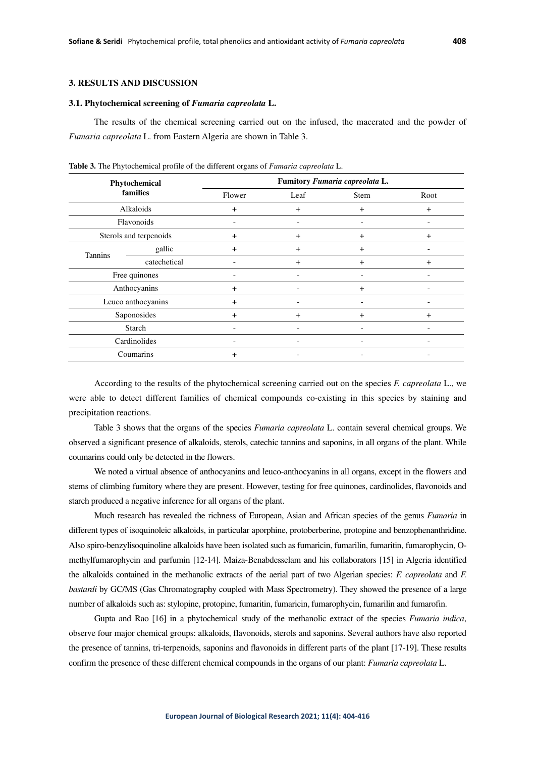## 3. RESULTS AND DISCUSSION

### 3.1. Phytochemical screening of *Fumaria capreolata* L.

The results of the chemical screening carried out on the infused, the macerated and the powder of *Fumaria capreolata* L. from Eastern Algeria are shown in Table 3.

**Table 3.** The Phytochemical profile of the different organs of *Fumaria capreolata* L.

| Phytochemical families | | Fumitory *Fumaria capreolata* L. | | | |
|---|---|---|---|---|---|
| | | Flower | Leaf | Stem | Root |
| Alkaloids | | + | + | + | + |
| Flavonoids | | - | - | - | - |
| Sterols and terpenoids | | + | + | + | + |
| Tannins | gallic | + | + | + | - |
| | catechetical | - | + | + | + |
| Free quinones | | - | - | - | - |
| Anthocyanins | | + | - | + | - |
| Leuco anthocyanins | | + | - | - | - |
| Saponosides | | + | + | + | + |
| Starch | | - | - | - | - |
| Cardinolides | | - | - | - | - |
| Coumarins | | + | - | - | - |

According to the results of the phytochemical screening carried out on the species *F. capreolata* L., we were able to detect different families of chemical compounds co-existing in this species by staining and precipitation reactions.

Table 3 shows that the organs of the species *Fumaria capreolata* L. contain several chemical groups. We observed a significant presence of alkaloids, sterols, catechic tannins and saponins, in all organs of the plant. While coumarins could only be detected in the flowers.

We noted a virtual absence of anthocyanins and leuco-anthocyanins in all organs, except in the flowers and stems of climbing fumitory where they are present. However, testing for free quinones, cardinolides, flavonoids and starch produced a negative inference for all organs of the plant.

Much research has revealed the richness of European, Asian and African species of the genus *Fumaria* in different types of isoquinoleic alkaloids, in particular aporphine, protoberberine, protopine and benzophenanthridine. Also spiro-benzylisoquinoline alkaloids have been isolated such as fumaricin, fumarilin, fumaritin, fumarophycin, O-methylfumarophycin and parfumin [12-14]. Maiza-Benabdesselam and his collaborators [15] in Algeria identified the alkaloids contained in the methanolic extracts of the aerial part of two Algerian species: *F. capreolata* and *F. bastardi* by GC/MS (Gas Chromatography coupled with Mass Spectrometry). They showed the presence of a large number of alkaloids such as: stylopine, protopine, fumaritin, fumaricin, fumarophycin, fumarilin and fumarofin.

Gupta and Rao [16] in a phytochemical study of the methanolic extract of the species *Fumaria indica*, observe four major chemical groups: alkaloids, flavonoids, sterols and saponins. Several authors have also reported the presence of tannins, tri-terpenoids, saponins and flavonoids in different parts of the plant [17-19]. These results confirm the presence of these different chemical compounds in the organs of our plant: *Fumaria capreolata* L.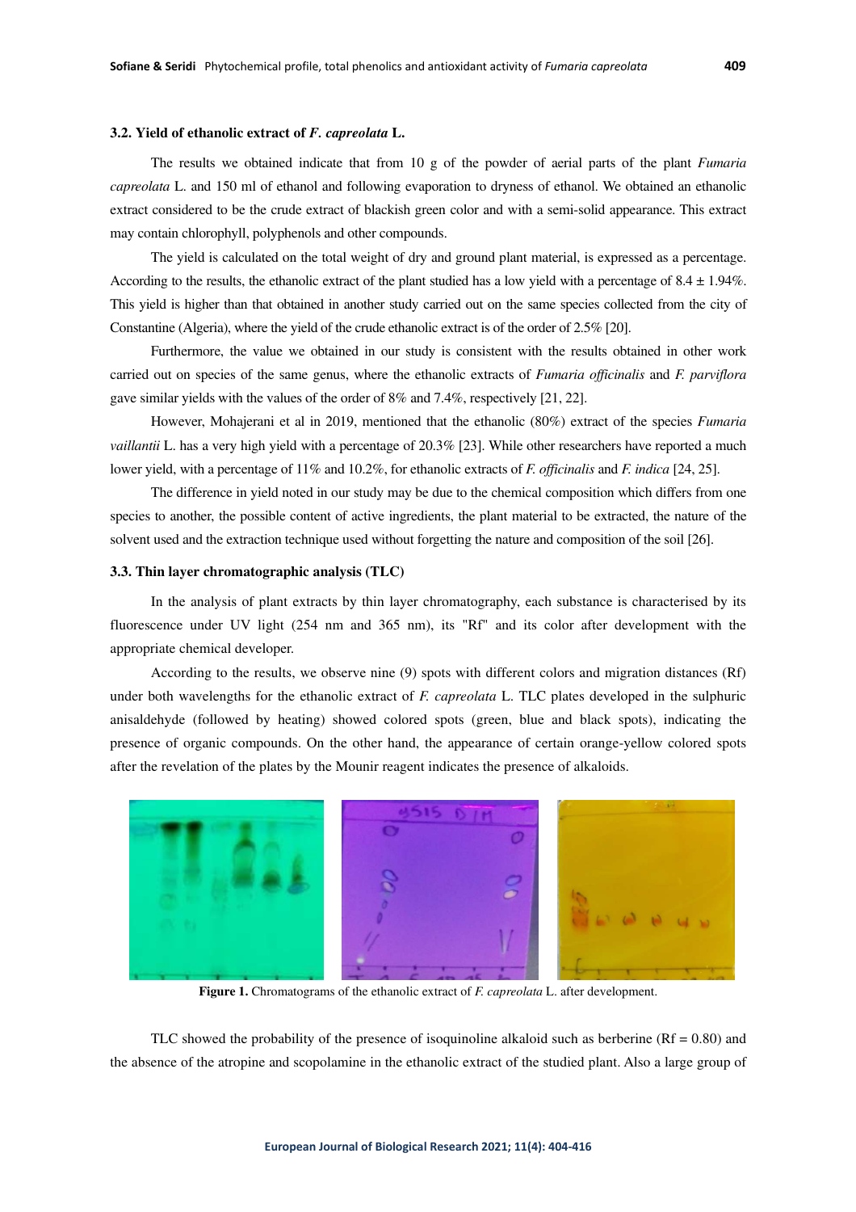### 3.2. Yield of ethanolic extract of *F. capreolata* L.

The results we obtained indicate that from 10 g of the powder of aerial parts of the plant *Fumaria capreolata* L. and 150 ml of ethanol and following evaporation to dryness of ethanol. We obtained an ethanolic extract considered to be the crude extract of blackish green color and with a semi-solid appearance. This extract may contain chlorophyll, polyphenols and other compounds.

The yield is calculated on the total weight of dry and ground plant material, is expressed as a percentage. According to the results, the ethanolic extract of the plant studied has a low yield with a percentage of 8.4 ± 1.94%. This yield is higher than that obtained in another study carried out on the same species collected from the city of Constantine (Algeria), where the yield of the crude ethanolic extract is of the order of 2.5% [20].

Furthermore, the value we obtained in our study is consistent with the results obtained in other work carried out on species of the same genus, where the ethanolic extracts of *Fumaria officinalis* and *F. parviflora* gave similar yields with the values of the order of 8% and 7.4%, respectively [21, 22].

However, Mohajerani et al in 2019, mentioned that the ethanolic (80%) extract of the species *Fumaria vaillantii* L. has a very high yield with a percentage of 20.3% [23]. While other researchers have reported a much lower yield, with a percentage of 11% and 10.2%, for ethanolic extracts of *F. officinalis* and *F. indica* [24, 25].

The difference in yield noted in our study may be due to the chemical composition which differs from one species to another, the possible content of active ingredients, the plant material to be extracted, the nature of the solvent used and the extraction technique used without forgetting the nature and composition of the soil [26].

### 3.3. Thin layer chromatographic analysis (TLC)

In the analysis of plant extracts by thin layer chromatography, each substance is characterised by its fluorescence under UV light (254 nm and 365 nm), its "Rf" and its color after development with the appropriate chemical developer.

According to the results, we observe nine (9) spots with different colors and migration distances (Rf) under both wavelengths for the ethanolic extract of *F. capreolata* L. TLC plates developed in the sulphuric anisaldehyde (followed by heating) showed colored spots (green, blue and black spots), indicating the presence of organic compounds. On the other hand, the appearance of certain orange-yellow colored spots after the revelation of the plates by the Mounir reagent indicates the presence of alkaloids.

**Figure 1.** Chromatograms of the ethanolic extract of *F. capreolata* L. after development.

TLC showed the probability of the presence of isoquinoline alkaloid such as berberine (Rf = 0.80) and the absence of the atropine and scopolamine in the ethanolic extract of the studied plant. Also a large group of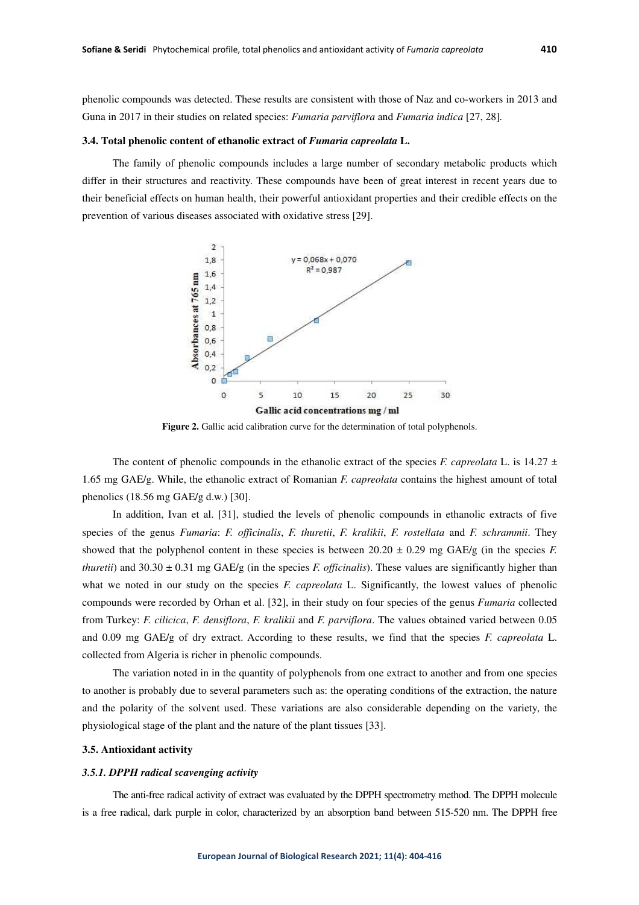phenolic compounds was detected. These results are consistent with those of Naz and co-workers in 2013 and Guna in 2017 in their studies on related species: *Fumaria parviflora* and *Fumaria indica* [27, 28].

### 3.4. Total phenolic content of ethanolic extract of *Fumaria capreolata* L.

The family of phenolic compounds includes a large number of secondary metabolic products which differ in their structures and reactivity. These compounds have been of great interest in recent years due to their beneficial effects on human health, their powerful antioxidant properties and their credible effects on the prevention of various diseases associated with oxidative stress [29].

**Figure 2.** Gallic acid calibration curve for the determination of total polyphenols.

The content of phenolic compounds in the ethanolic extract of the species *F. capreolata* L. is 14.27 ± 1.65 mg GAE/g. While, the ethanolic extract of Romanian *F. capreolata* contains the highest amount of total phenolics (18.56 mg GAE/g d.w.) [30].

In addition, Ivan et al. [31], studied the levels of phenolic compounds in ethanolic extracts of five species of the genus *Fumaria*: *F. officinalis*, *F. thuretii*, *F. kralikii*, *F. rostellata* and *F. schrammii*. They showed that the polyphenol content in these species is between 20.20 ± 0.29 mg GAE/g (in the species *F. thuretii*) and 30.30 ± 0.31 mg GAE/g (in the species *F. officinalis*). These values are significantly higher than what we noted in our study on the species *F. capreolata* L. Significantly, the lowest values of phenolic compounds were recorded by Orhan et al. [32], in their study on four species of the genus *Fumaria* collected from Turkey: *F. cilicica*, *F. densiflora*, *F. kralikii* and *F. parviflora*. The values obtained varied between 0.05 and 0.09 mg GAE/g of dry extract. According to these results, we find that the species *F. capreolata* L. collected from Algeria is richer in phenolic compounds.

The variation noted in in the quantity of polyphenols from one extract to another and from one species to another is probably due to several parameters such as: the operating conditions of the extraction, the nature and the polarity of the solvent used. These variations are also considerable depending on the variety, the physiological stage of the plant and the nature of the plant tissues [33].

### 3.5. Antioxidant activity

#### *3.5.1. DPPH radical scavenging activity*

The anti-free radical activity of extract was evaluated by the DPPH spectrometry method. The DPPH molecule is a free radical, dark purple in color, characterized by an absorption band between 515-520 nm. The DPPH free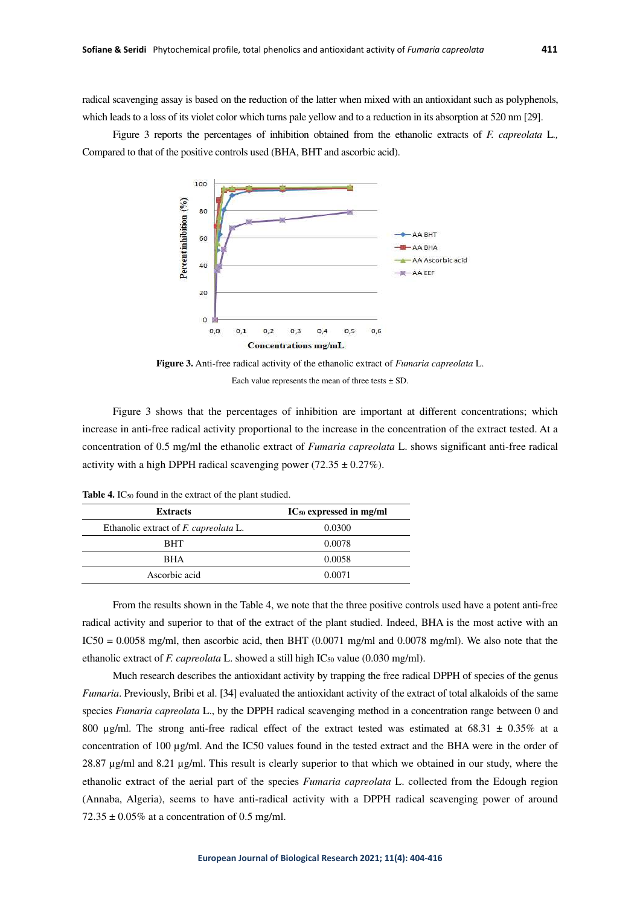radical scavenging assay is based on the reduction of the latter when mixed with an antioxidant such as polyphenols, which leads to a loss of its violet color which turns pale yellow and to a reduction in its absorption at 520 nm [29].

Figure 3 reports the percentages of inhibition obtained from the ethanolic extracts of *F. capreolata* L., Compared to that of the positive controls used (BHA, BHT and ascorbic acid).

**Figure 3.** Anti-free radical activity of the ethanolic extract of *Fumaria capreolata* L.

Each value represents the mean of three tests ± SD.

Figure 3 shows that the percentages of inhibition are important at different concentrations; which increase in anti-free radical activity proportional to the increase in the concentration of the extract tested. At a concentration of 0.5 mg/ml the ethanolic extract of *Fumaria capreolata* L. shows significant anti-free radical activity with a high DPPH radical scavenging power (72.35 ± 0.27%).

**Table 4.** $IC_{50}$ found in the extract of the plant studied.

| Extracts | $IC_{50}$ expressed in mg/ml |
|---|---|
| Ethanolic extract of *F. capreolata* L. | 0.0300 |
| BHT | 0.0078 |
| BHA | 0.0058 |
| Ascorbic acid | 0.0071 |

From the results shown in the Table 4, we note that the three positive controls used have a potent anti-free radical activity and superior to that of the extract of the plant studied. Indeed, BHA is the most active with an IC50 = 0.0058 mg/ml, then ascorbic acid, then BHT (0.0071 mg/ml and 0.0078 mg/ml). We also note that the ethanolic extract of *F. capreolata* L. showed a still high $IC_{50}$ value (0.030 mg/ml).

Much research describes the antioxidant activity by trapping the free radical DPPH of species of the genus *Fumaria*. Previously, Bribi et al. [34] evaluated the antioxidant activity of the extract of total alkaloids of the same species *Fumaria capreolata* L., by the DPPH radical scavenging method in a concentration range between 0 and 800 µg/ml. The strong anti-free radical effect of the extract tested was estimated at 68.31 ± 0.35% at a concentration of 100 µg/ml. And the IC50 values found in the tested extract and the BHA were in the order of 28.87 µg/ml and 8.21 µg/ml. This result is clearly superior to that which we obtained in our study, where the ethanolic extract of the aerial part of the species *Fumaria capreolata* L. collected from the Edough region (Annaba, Algeria), seems to have anti-radical activity with a DPPH radical scavenging power of around 72.35 ± 0.05% at a concentration of 0.5 mg/ml.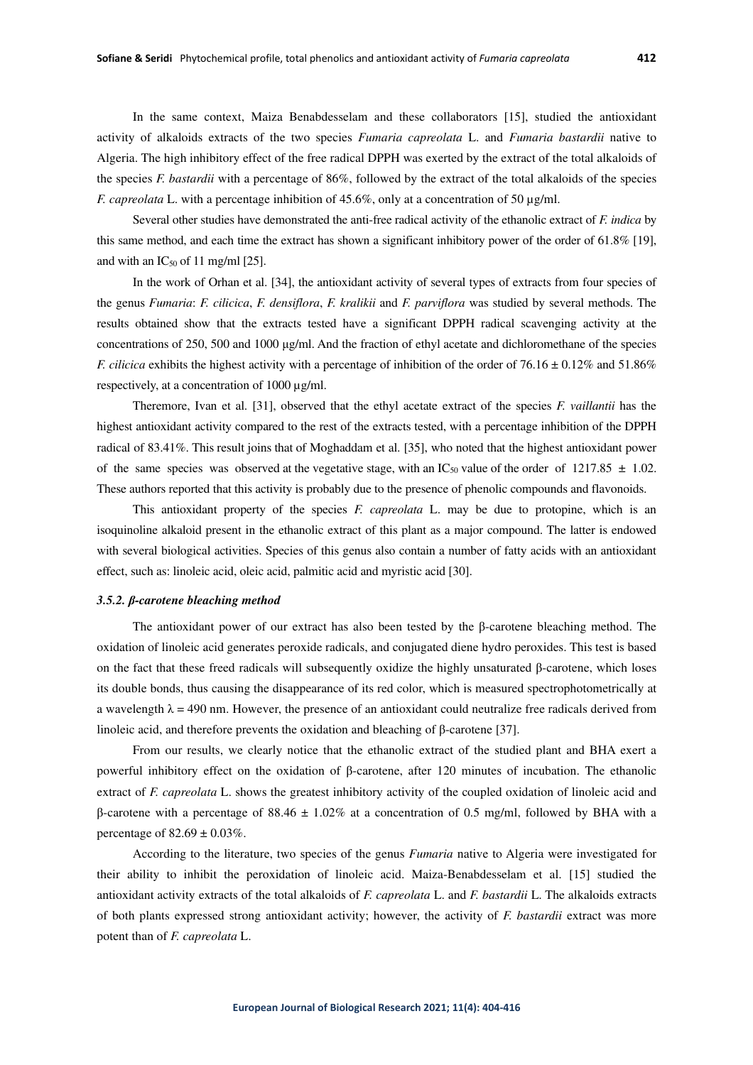In the same context, Maiza Benabdesselam and these collaborators [15], studied the antioxidant activity of alkaloids extracts of the two species *Fumaria capreolata* L. and *Fumaria bastardii* native to Algeria. The high inhibitory effect of the free radical DPPH was exerted by the extract of the total alkaloids of the species *F. bastardii* with a percentage of 86%, followed by the extract of the total alkaloids of the species *F. capreolata* L. with a percentage inhibition of 45.6%, only at a concentration of 50 µg/ml.

Several other studies have demonstrated the anti-free radical activity of the ethanolic extract of *F. indica* by this same method, and each time the extract has shown a significant inhibitory power of the order of 61.8% [19], and with an $IC_{50}$ of 11 mg/ml [25].

In the work of Orhan et al. [34], the antioxidant activity of several types of extracts from four species of the genus *Fumaria*: *F. cilicica*, *F. densiflora*, *F. kralikii* and *F. parviflora* was studied by several methods. The results obtained show that the extracts tested have a significant DPPH radical scavenging activity at the concentrations of 250, 500 and 1000 µg/ml. And the fraction of ethyl acetate and dichloromethane of the species *F. cilicica* exhibits the highest activity with a percentage of inhibition of the order of 76.16 ± 0.12% and 51.86% respectively, at a concentration of 1000 µg/ml.

Theremore, Ivan et al. [31], observed that the ethyl acetate extract of the species *F. vaillantii* has the highest antioxidant activity compared to the rest of the extracts tested, with a percentage inhibition of the DPPH radical of 83.41%. This result joins that of Moghaddam et al. [35], who noted that the highest antioxidant power of the same species was observed at the vegetative stage, with an $IC_{50}$ value of the order of 1217.85 ± 1.02. These authors reported that this activity is probably due to the presence of phenolic compounds and flavonoids.

This antioxidant property of the species *F. capreolata* L. may be due to protopine, which is an isoquinoline alkaloid present in the ethanolic extract of this plant as a major compound. The latter is endowed with several biological activities. Species of this genus also contain a number of fatty acids with an antioxidant effect, such as: linoleic acid, oleic acid, palmitic acid and myristic acid [30].

### *3.5.2. β-carotene bleaching method*

The antioxidant power of our extract has also been tested by the β-carotene bleaching method. The oxidation of linoleic acid generates peroxide radicals, and conjugated diene hydro peroxides. This test is based on the fact that these freed radicals will subsequently oxidize the highly unsaturated β-carotene, which loses its double bonds, thus causing the disappearance of its red color, which is measured spectrophotometrically at a wavelength $\lambda$ = 490 nm. However, the presence of an antioxidant could neutralize free radicals derived from linoleic acid, and therefore prevents the oxidation and bleaching of β-carotene [37].

From our results, we clearly notice that the ethanolic extract of the studied plant and BHA exert a powerful inhibitory effect on the oxidation of β-carotene, after 120 minutes of incubation. The ethanolic extract of *F. capreolata* L. shows the greatest inhibitory activity of the coupled oxidation of linoleic acid and β-carotene with a percentage of 88.46 ± 1.02% at a concentration of 0.5 mg/ml, followed by BHA with a percentage of 82.69 ± 0.03%.

According to the literature, two species of the genus *Fumaria* native to Algeria were investigated for their ability to inhibit the peroxidation of linoleic acid. Maiza-Benabdesselam et al. [15] studied the antioxidant activity extracts of the total alkaloids of *F. capreolata* L. and *F. bastardii* L. The alkaloids extracts of both plants expressed strong antioxidant activity; however, the activity of *F. bastardii* extract was more potent than of *F. capreolata* L.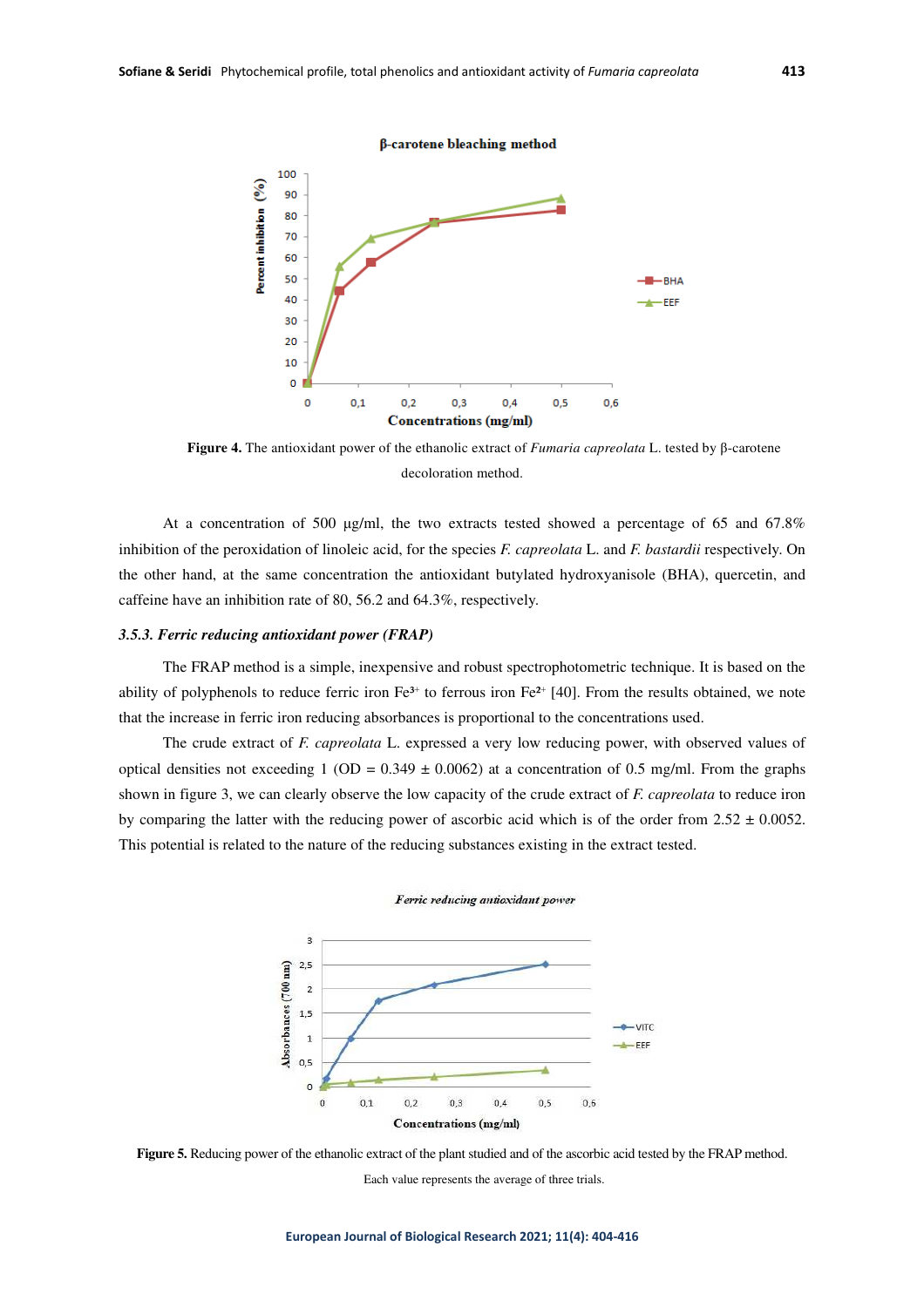Figure 4. The antioxidant power of the ethanolic extract of *Fumaria capreolata* L. tested by β-carotene decoloration method.

At a concentration of 500 µg/ml, the two extracts tested showed a percentage of 65 and 67.8% inhibition of the peroxidation of linoleic acid, for the species *F. capreolata* L. and *F. bastardii* respectively. On the other hand, at the same concentration the antioxidant butylated hydroxyanisole (BHA), quercetin, and caffeine have an inhibition rate of 80, 56.2 and 64.3%, respectively.

### *3.5.3. Ferric reducing antioxidant power (FRAP)*

The FRAP method is a simple, inexpensive and robust spectrophotometric technique. It is based on the ability of polyphenols to reduce ferric iron $Fe^{3+}$ to ferrous iron $Fe^{2+}$ [40]. From the results obtained, we note that the increase in ferric iron reducing absorbances is proportional to the concentrations used.

The crude extract of *F. capreolata* L. expressed a very low reducing power, with observed values of optical densities not exceeding 1 (OD = 0.349 ± 0.0062) at a concentration of 0.5 mg/ml. From the graphs shown in figure 3, we can clearly observe the low capacity of the crude extract of *F. capreolata* to reduce iron by comparing the latter with the reducing power of ascorbic acid which is of the order from 2.52 ± 0.0052. This potential is related to the nature of the reducing substances existing in the extract tested.

Figure 5. Reducing power of the ethanolic extract of the plant studied and of the ascorbic acid tested by the FRAP method. Each value represents the average of three trials.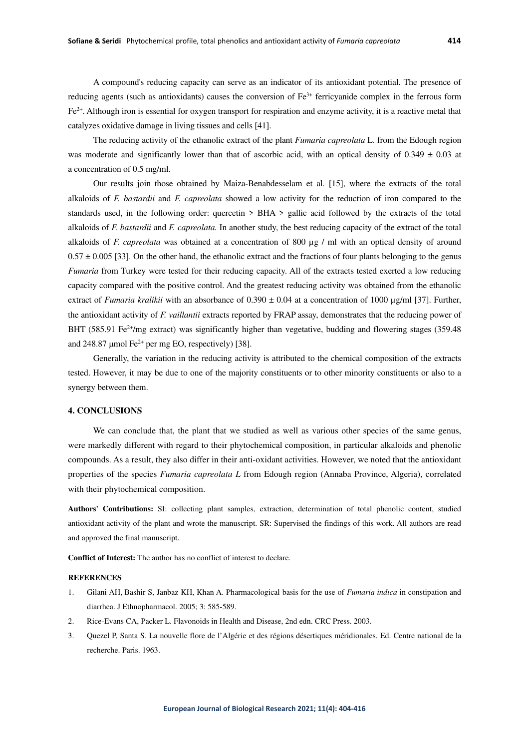A compound's reducing capacity can serve as an indicator of its antioxidant potential. The presence of reducing agents (such as antioxidants) causes the conversion of $Fe^{3+}$ ferricyanide complex in the ferrous form $Fe^{2+}$. Although iron is essential for oxygen transport for respiration and enzyme activity, it is a reactive metal that catalyzes oxidative damage in living tissues and cells [41].

The reducing activity of the ethanolic extract of the plant *Fumaria capreolata* L. from the Edough region was moderate and significantly lower than that of ascorbic acid, with an optical density of 0.349 ± 0.03 at a concentration of 0.5 mg/ml.

Our results join those obtained by Maiza-Benabdesselam et al. [15], where the extracts of the total alkaloids of *F. bastardii* and *F. capreolata* showed a low activity for the reduction of iron compared to the standards used, in the following order: quercetin > BHA > gallic acid followed by the extracts of the total alkaloids of *F. bastardii* and *F. capreolata.* In another study, the best reducing capacity of the extract of the total alkaloids of *F. capreolata* was obtained at a concentration of 800 µg / ml with an optical density of around 0.57 ± 0.005 [33]. On the other hand, the ethanolic extract and the fractions of four plants belonging to the genus *Fumaria* from Turkey were tested for their reducing capacity. All of the extracts tested exerted a low reducing capacity compared with the positive control. And the greatest reducing activity was obtained from the ethanolic extract of *Fumaria kralikii* with an absorbance of 0.390 ± 0.04 at a concentration of 1000 µg/ml [37]. Further, the antioxidant activity of *F. vaillantii* extracts reported by FRAP assay, demonstrates that the reducing power of BHT (585.91 $Fe^{2+}$/mg extract) was significantly higher than vegetative, budding and flowering stages (359.48 and 248.87 µmol $Fe^{2+}$ per mg EO, respectively) [38].

Generally, the variation in the reducing activity is attributed to the chemical composition of the extracts tested. However, it may be due to one of the majority constituents or to other minority constituents or also to a synergy between them.

## 4. CONCLUSIONS

We can conclude that, the plant that we studied as well as various other species of the same genus, were markedly different with regard to their phytochemical composition, in particular alkaloids and phenolic compounds. As a result, they also differ in their anti-oxidant activities. However, we noted that the antioxidant properties of the species *Fumaria capreolata L* from Edough region (Annaba Province, Algeria), correlated with their phytochemical composition.

**Authors' Contributions:** SI: collecting plant samples, extraction, determination of total phenolic content, studied antioxidant activity of the plant and wrote the manuscript. SR: Supervised the findings of this work. All authors are read and approved the final manuscript.

**Conflict of Interest:** The author has no conflict of interest to declare.

**REFERENCES**

1. Gilani AH, Bashir S, Janbaz KH, Khan A. Pharmacological basis for the use of *Fumaria indica* in constipation and diarrhea. J Ethnopharmacol. 2005; 3: 585-589.
2. Rice-Evans CA, Packer L. Flavonoids in Health and Disease, 2nd edn. CRC Press. 2003.
3. Quezel P, Santa S. La nouvelle flore de l'Algérie et des régions désertiques méridionales. Ed. Centre national de la recherche. Paris. 1963.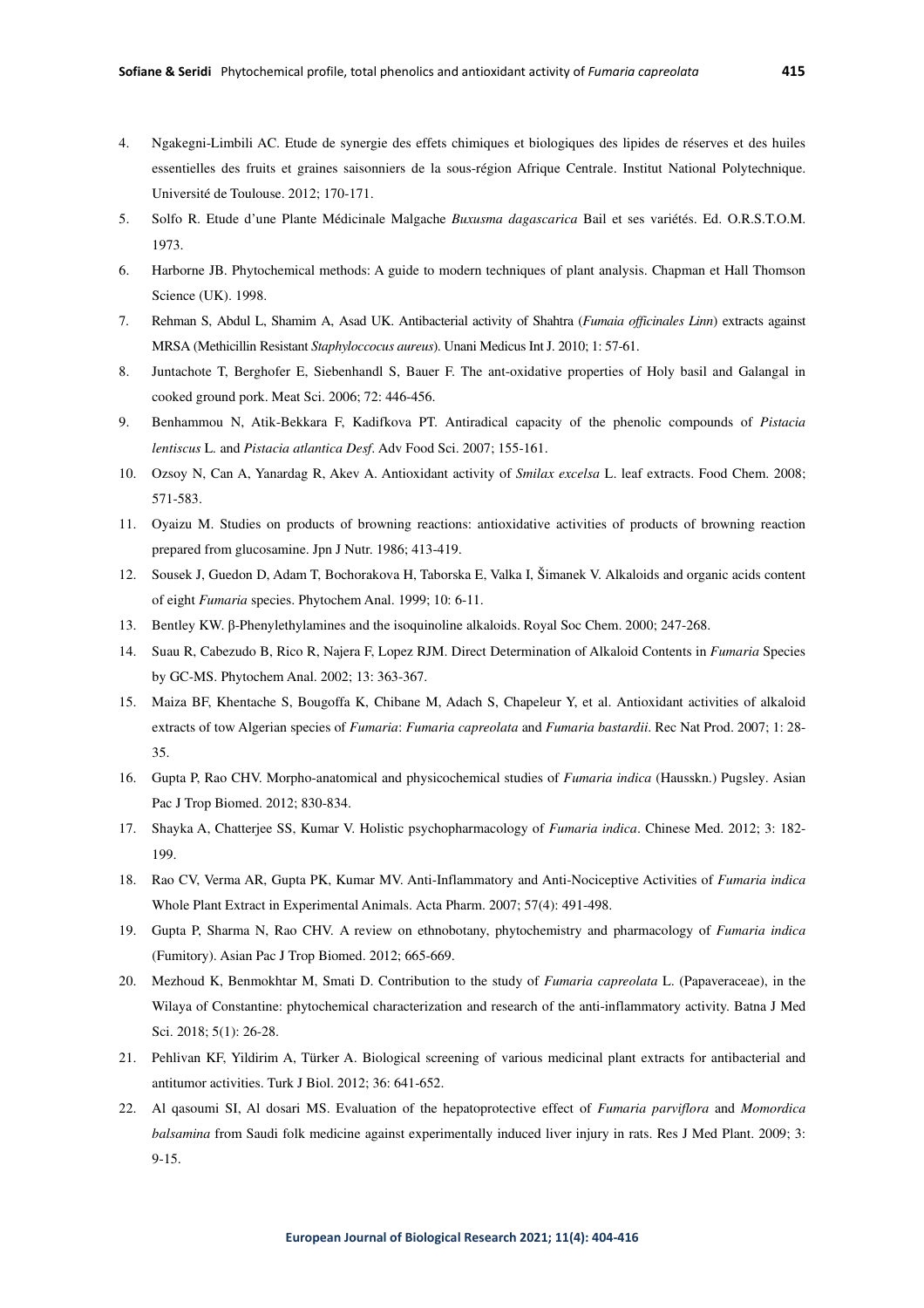4. Ngakegni-Limbili AC. Etude de synergie des effets chimiques et biologiques des lipides de réserves et des huiles essentielles des fruits et graines saisonniers de la sous-région Afrique Centrale. Institut National Polytechnique. Université de Toulouse. 2012; 170-171.
5. Solfo R. Etude d'une Plante Médicinale Malgache *Buxusma dagascarica* Bail et ses variétés. Ed. O.R.S.T.O.M. 1973.
6. Harborne JB. Phytochemical methods: A guide to modern techniques of plant analysis. Chapman et Hall Thomson Science (UK). 1998.
7. Rehman S, Abdul L, Shamim A, Asad UK. Antibacterial activity of Shahtra (*Fumaia officinales Linn*) extracts against MRSA (Methicillin Resistant *Staphyloccocus aureus*). Unani Medicus Int J. 2010; 1: 57-61.
8. Juntachote T, Berghofer E, Siebenhandl S, Bauer F. The ant-oxidative properties of Holy basil and Galangal in cooked ground pork. Meat Sci. 2006; 72: 446-456.
9. Benhammou N, Atik-Bekkara F, Kadifkova PT. Antiradical capacity of the phenolic compounds of *Pistacia lentiscus* L. and *Pistacia atlantica Desf*. Adv Food Sci. 2007; 155-161.
10. Ozsoy N, Can A, Yanardag R, Akev A. Antioxidant activity of *Smilax excelsa* L. leaf extracts. Food Chem. 2008; 571-583.
11. Oyaizu M. Studies on products of browning reactions: antioxidative activities of products of browning reaction prepared from glucosamine. Jpn J Nutr. 1986; 413-419.
12. Sousek J, Guedon D, Adam T, Bochorakova H, Taborska E, Valka I, Šimanek V. Alkaloids and organic acids content of eight *Fumaria* species. Phytochem Anal. 1999; 10: 6-11.
13. Bentley KW. β-Phenylethylamines and the isoquinoline alkaloids. Royal Soc Chem. 2000; 247-268.
14. Suau R, Cabezudo B, Rico R, Najera F, Lopez RJM. Direct Determination of Alkaloid Contents in *Fumaria* Species by GC-MS. Phytochem Anal. 2002; 13: 363-367.
15. Maiza BF, Khentache S, Bougoffa K, Chibane M, Adach S, Chapeleur Y, et al. Antioxidant activities of alkaloid extracts of tow Algerian species of *Fumaria*: *Fumaria capreolata* and *Fumaria bastardii*. Rec Nat Prod. 2007; 1: 28-35.
16. Gupta P, Rao CHV. Morpho-anatomical and physicochemical studies of *Fumaria indica* (Hausskn.) Pugsley. Asian Pac J Trop Biomed. 2012; 830-834.
17. Shayka A, Chatterjee SS, Kumar V. Holistic psychopharmacology of *Fumaria indica*. Chinese Med. 2012; 3: 182-199.
18. Rao CV, Verma AR, Gupta PK, Kumar MV. Anti-Inflammatory and Anti-Nociceptive Activities of *Fumaria indica* Whole Plant Extract in Experimental Animals. Acta Pharm. 2007; 57(4): 491-498.
19. Gupta P, Sharma N, Rao CHV. A review on ethnobotany, phytochemistry and pharmacology of *Fumaria indica* (Fumitory). Asian Pac J Trop Biomed. 2012; 665-669.
20. Mezhoud K, Benmokhtar M, Smati D. Contribution to the study of *Fumaria capreolata* L. (Papaveraceae), in the Wilaya of Constantine: phytochemical characterization and research of the anti-inflammatory activity. Batna J Med Sci. 2018; 5(1): 26-28.
21. Pehlivan KF, Yildirim A, Türker A. Biological screening of various medicinal plant extracts for antibacterial and antitumor activities. Turk J Biol. 2012; 36: 641-652.
22. Al qasoumi SI, Al dosari MS. Evaluation of the hepatoprotective effect of *Fumaria parviflora* and *Momordica balsamina* from Saudi folk medicine against experimentally induced liver injury in rats. Res J Med Plant. 2009; 3: 9-15.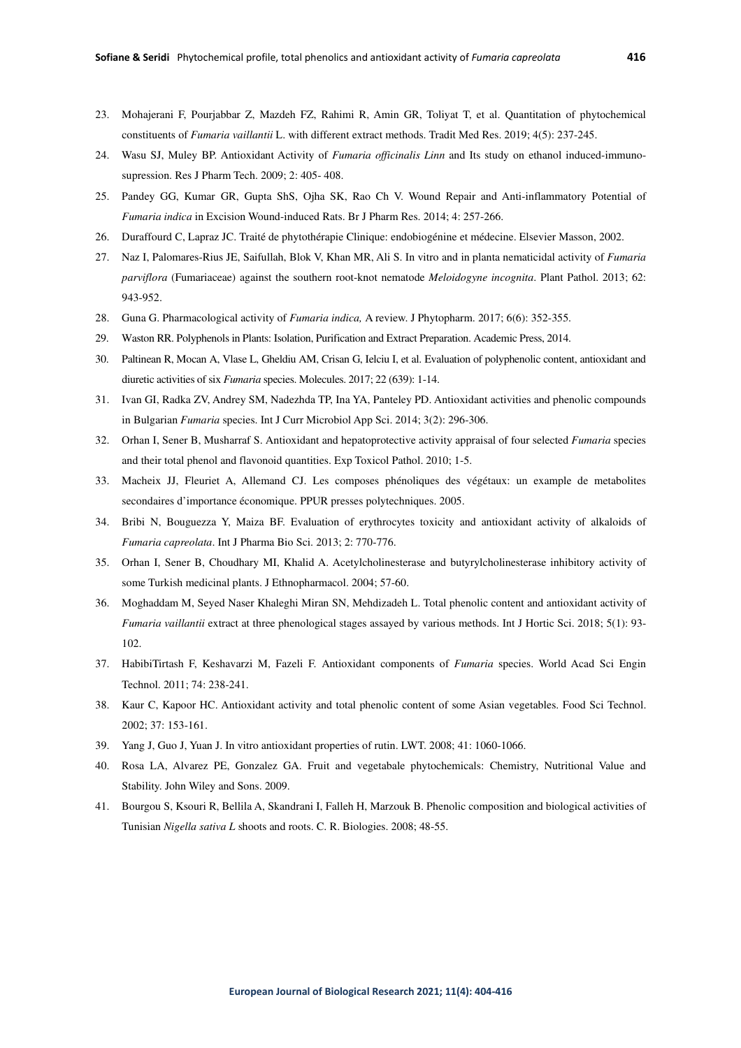23. Mohajerani F, Pourjabbar Z, Mazdeh FZ, Rahimi R, Amin GR, Toliyat T, et al. Quantitation of phytochemical constituents of *Fumaria vaillantii* L. with different extract methods. Tradit Med Res. 2019; 4(5): 237-245.
24. Wasu SJ, Muley BP. Antioxidant Activity of *Fumaria officinalis Linn* and Its study on ethanol induced-immuno-supression. Res J Pharm Tech. 2009; 2: 405- 408.
25. Pandey GG, Kumar GR, Gupta ShS, Ojha SK, Rao Ch V. Wound Repair and Anti-inflammatory Potential of *Fumaria indica* in Excision Wound-induced Rats. Br J Pharm Res. 2014; 4: 257-266.
26. Duraffourd C, Lapraz JC. Traité de phytothérapie Clinique: endobiogénine et médecine. Elsevier Masson, 2002.
27. Naz I, Palomares-Rius JE, Saifullah, Blok V, Khan MR, Ali S. In vitro and in planta nematicidal activity of *Fumaria parviflora* (Fumariaceae) against the southern root-knot nematode *Meloidogyne incognita*. Plant Pathol. 2013; 62: 943-952.
28. Guna G. Pharmacological activity of *Fumaria indica,* A review. J Phytopharm. 2017; 6(6): 352-355.
29. Waston RR. Polyphenols in Plants: Isolation, Purification and Extract Preparation. Academic Press, 2014.
30. Paltinean R, Mocan A, Vlase L, Gheldiu AM, Crisan G, Ielciu I, et al. Evaluation of polyphenolic content, antioxidant and diuretic activities of six *Fumaria* species. Molecules. 2017; 22 (639): 1-14.
31. Ivan GI, Radka ZV, Andrey SM, Nadezhda TP, Ina YA, Panteley PD. Antioxidant activities and phenolic compounds in Bulgarian *Fumaria* species. Int J Curr Microbiol App Sci. 2014; 3(2): 296-306.
32. Orhan I, Sener B, Musharraf S. Antioxidant and hepatoprotective activity appraisal of four selected *Fumaria* species and their total phenol and flavonoid quantities. Exp Toxicol Pathol. 2010; 1-5.
33. Macheix JJ, Fleuriet A, Allemand CJ. Les composes phénoliques des végétaux: un example de metabolites secondaires d'importance économique. PPUR presses polytechniques. 2005.
34. Bribi N, Bouguezza Y, Maiza BF. Evaluation of erythrocytes toxicity and antioxidant activity of alkaloids of *Fumaria capreolata*. Int J Pharma Bio Sci. 2013; 2: 770-776.
35. Orhan I, Sener B, Choudhary MI, Khalid A. Acetylcholinesterase and butyrylcholinesterase inhibitory activity of some Turkish medicinal plants. J Ethnopharmacol. 2004; 57-60.
36. Moghaddam M, Seyed Naser Khaleghi Miran SN, Mehdizadeh L. Total phenolic content and antioxidant activity of *Fumaria vaillantii* extract at three phenological stages assayed by various methods. Int J Hortic Sci. 2018; 5(1): 93-102.
37. HabibiTirtash F, Keshavarzi M, Fazeli F. Antioxidant components of *Fumaria* species. World Acad Sci Engin Technol. 2011; 74: 238-241.
38. Kaur C, Kapoor HC. Antioxidant activity and total phenolic content of some Asian vegetables. Food Sci Technol. 2002; 37: 153-161.
39. Yang J, Guo J, Yuan J. In vitro antioxidant properties of rutin. LWT. 2008; 41: 1060-1066.
40. Rosa LA, Alvarez PE, Gonzalez GA. Fruit and vegetabale phytochemicals: Chemistry, Nutritional Value and Stability. John Wiley and Sons. 2009.
41. Bourgou S, Ksouri R, Bellila A, Skandrani I, Falleh H, Marzouk B. Phenolic composition and biological activities of Tunisian *Nigella sativa L* shoots and roots. C. R. Biologies. 2008; 48-55.